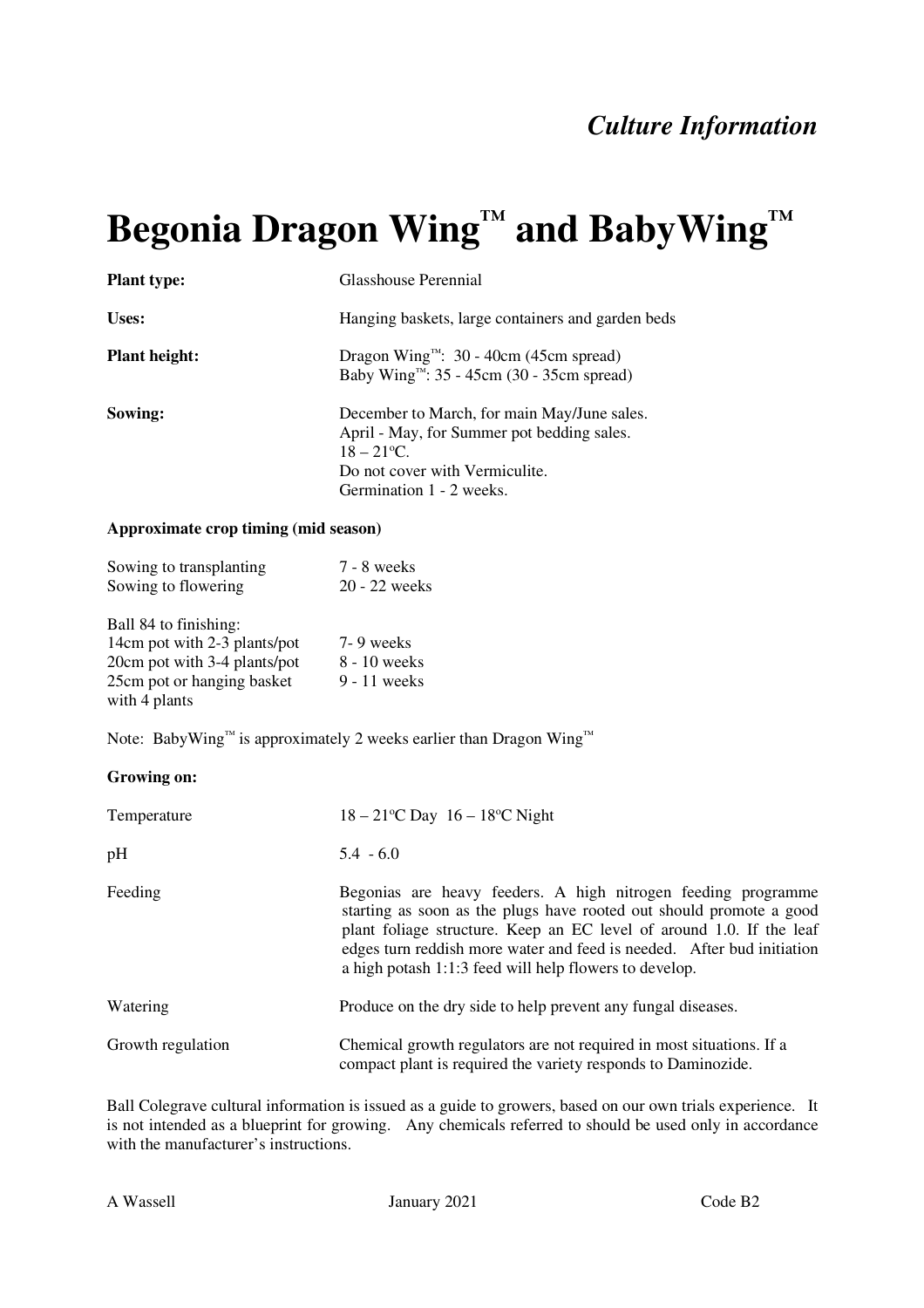*Culture Information*

# Begonia Dragon Wing™ and BabyWing™

| | |
|---|---|
| **Plant type:** | Glasshouse Perennial |
| **Uses:** | Hanging baskets, large containers and garden beds |
| **Plant height:** | Dragon Wing™: 30 - 40cm (45cm spread)<br>Baby Wing™: 35 - 45cm (30 - 35cm spread) |
| **Sowing:** | December to March, for main May/June sales.<br>April - May, for Summer pot bedding sales.<br>18 – 21ºC.<br>Do not cover with Vermiculite.<br>Germination 1 - 2 weeks. |

**Approximate crop timing (mid season)**

| | |
|---|---|
| Sowing to transplanting | 7 - 8 weeks |
| Sowing to flowering | 20 - 22 weeks |

Ball 84 to finishing:

| | |
|---|---|
| 14cm pot with 2-3 plants/pot | 7- 9 weeks |
| 20cm pot with 3-4 plants/pot | 8 - 10 weeks |
| 25cm pot or hanging basket with 4 plants | 9 - 11 weeks |

Note: BabyWing™ is approximately 2 weeks earlier than Dragon Wing™

**Growing on:**

| | |
|---|---|
| Temperature | 18 – 21ºC Day 16 – 18ºC Night |
| pH | 5.4 - 6.0 |
| Feeding | Begonias are heavy feeders. A high nitrogen feeding programme starting as soon as the plugs have rooted out should promote a good plant foliage structure. Keep an EC level of around 1.0. If the leaf edges turn reddish more water and feed is needed. After bud initiation a high potash 1:1:3 feed will help flowers to develop. |
| Watering | Produce on the dry side to help prevent any fungal diseases. |
| Growth regulation | Chemical growth regulators are not required in most situations. If a compact plant is required the variety responds to Daminozide. |

Ball Colegrave cultural information is issued as a guide to growers, based on our own trials experience. It is not intended as a blueprint for growing. Any chemicals referred to should be used only in accordance with the manufacturer's instructions.

A Wassell January 2021 Code B2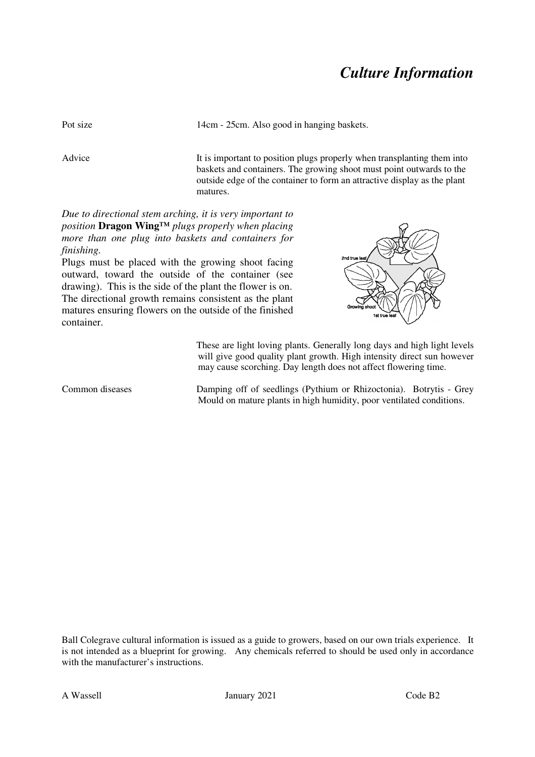# *Culture Information*

| | |
|---|---|
| Pot size | 14cm - 25cm. Also good in hanging baskets. |
| Advice | It is important to position plugs properly when transplanting them into baskets and containers. The growing shoot must point outwards to the outside edge of the container to form an attractive display as the plant matures. |

*Due to directional stem arching, it is very important to position* **Dragon Wing™** *plugs properly when placing more than one plug into baskets and containers for finishing.*

Plugs must be placed with the growing shoot facing outward, toward the outside of the container (see drawing). This is the side of the plant the flower is on. The directional growth remains consistent as the plant matures ensuring flowers on the outside of the finished container.

2nd true leaf

Growing shoot

1st true leaf

These are light loving plants. Generally long days and high light levels will give good quality plant growth. High intensity direct sun however may cause scorching. Day length does not affect flowering time.

| | |
|---|---|
| Common diseases | Damping off of seedlings (Pythium or Rhizoctonia). Botrytis - Grey Mould on mature plants in high humidity, poor ventilated conditions. |

Ball Colegrave cultural information is issued as a guide to growers, based on our own trials experience. It is not intended as a blueprint for growing. Any chemicals referred to should be used only in accordance with the manufacturer's instructions.

A Wassell January 2021 Code B2